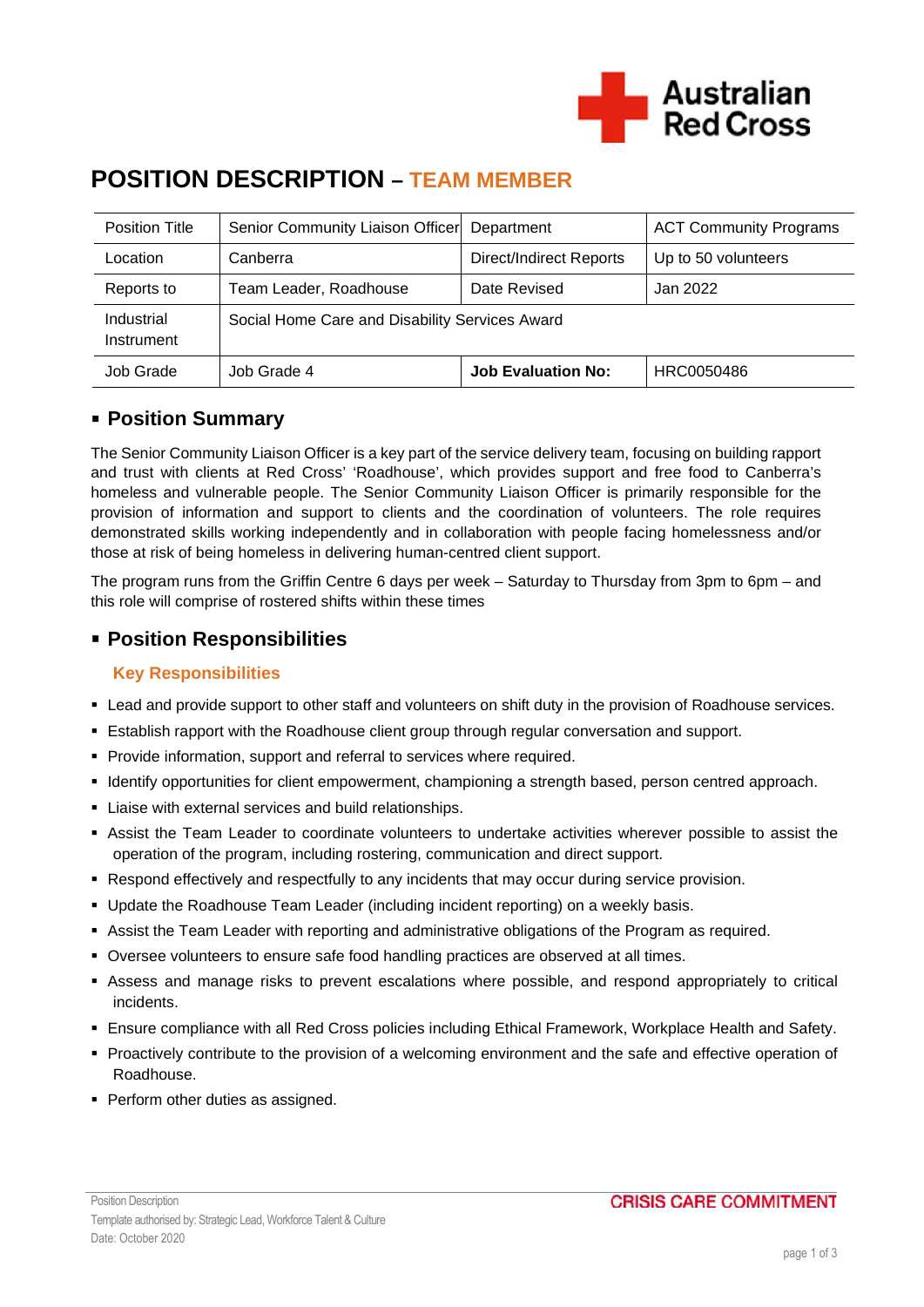# POSITION DESCRIPTION – TEAM MEMBER

| Position Title | Senior Community Liaison Officer | Department | ACT Community Programs |
|---|---|---|---|
| Location | Canberra | Direct/Indirect Reports | Up to 50 volunteers |
| Reports to | Team Leader, Roadhouse | Date Revised | Jan 2022 |
| Industrial Instrument | Social Home Care and Disability Services Award | | |
| Job Grade | Job Grade 4 | **Job Evaluation No:** | HRC0050486 |

## Position Summary

The Senior Community Liaison Officer is a key part of the service delivery team, focusing on building rapport and trust with clients at Red Cross' 'Roadhouse', which provides support and free food to Canberra's homeless and vulnerable people. The Senior Community Liaison Officer is primarily responsible for the provision of information and support to clients and the coordination of volunteers. The role requires demonstrated skills working independently and in collaboration with people facing homelessness and/or those at risk of being homeless in delivering human-centred client support.

The program runs from the Griffin Centre 6 days per week – Saturday to Thursday from 3pm to 6pm – and this role will comprise of rostered shifts within these times

## Position Responsibilities

### Key Responsibilities

- Lead and provide support to other staff and volunteers on shift duty in the provision of Roadhouse services.
- Establish rapport with the Roadhouse client group through regular conversation and support.
- Provide information, support and referral to services where required.
- Identify opportunities for client empowerment, championing a strength based, person centred approach.
- Liaise with external services and build relationships.
- Assist the Team Leader to coordinate volunteers to undertake activities wherever possible to assist the operation of the program, including rostering, communication and direct support.
- Respond effectively and respectfully to any incidents that may occur during service provision.
- Update the Roadhouse Team Leader (including incident reporting) on a weekly basis.
- Assist the Team Leader with reporting and administrative obligations of the Program as required.
- Oversee volunteers to ensure safe food handling practices are observed at all times.
- Assess and manage risks to prevent escalations where possible, and respond appropriately to critical incidents.
- Ensure compliance with all Red Cross policies including Ethical Framework, Workplace Health and Safety.
- Proactively contribute to the provision of a welcoming environment and the safe and effective operation of Roadhouse.
- Perform other duties as assigned.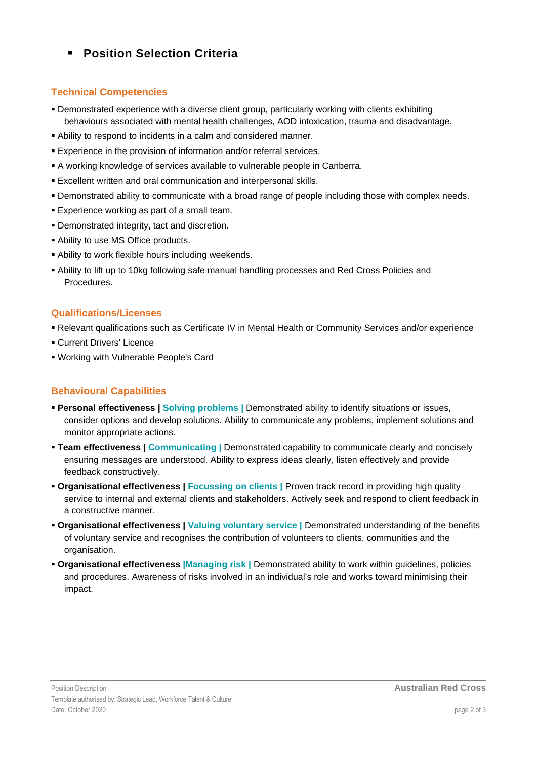## Position Selection Criteria

### Technical Competencies

- Demonstrated experience with a diverse client group, particularly working with clients exhibiting behaviours associated with mental health challenges, AOD intoxication, trauma and disadvantage.
- Ability to respond to incidents in a calm and considered manner.
- Experience in the provision of information and/or referral services.
- A working knowledge of services available to vulnerable people in Canberra.
- Excellent written and oral communication and interpersonal skills.
- Demonstrated ability to communicate with a broad range of people including those with complex needs.
- Experience working as part of a small team.
- Demonstrated integrity, tact and discretion.
- Ability to use MS Office products.
- Ability to work flexible hours including weekends.
- Ability to lift up to 10kg following safe manual handling processes and Red Cross Policies and Procedures.

### Qualifications/Licenses

- Relevant qualifications such as Certificate IV in Mental Health or Community Services and/or experience
- Current Drivers' Licence
- Working with Vulnerable People's Card

### Behavioural Capabilities

- **Personal effectiveness | Solving problems |** Demonstrated ability to identify situations or issues, consider options and develop solutions. Ability to communicate any problems, implement solutions and monitor appropriate actions.
- **Team effectiveness | Communicating |** Demonstrated capability to communicate clearly and concisely ensuring messages are understood. Ability to express ideas clearly, listen effectively and provide feedback constructively.
- **Organisational effectiveness | Focussing on clients |** Proven track record in providing high quality service to internal and external clients and stakeholders. Actively seek and respond to client feedback in a constructive manner.
- **Organisational effectiveness | Valuing voluntary service |** Demonstrated understanding of the benefits of voluntary service and recognises the contribution of volunteers to clients, communities and the organisation.
- **Organisational effectiveness |Managing risk |** Demonstrated ability to work within guidelines, policies and procedures. Awareness of risks involved in an individual's role and works toward minimising their impact.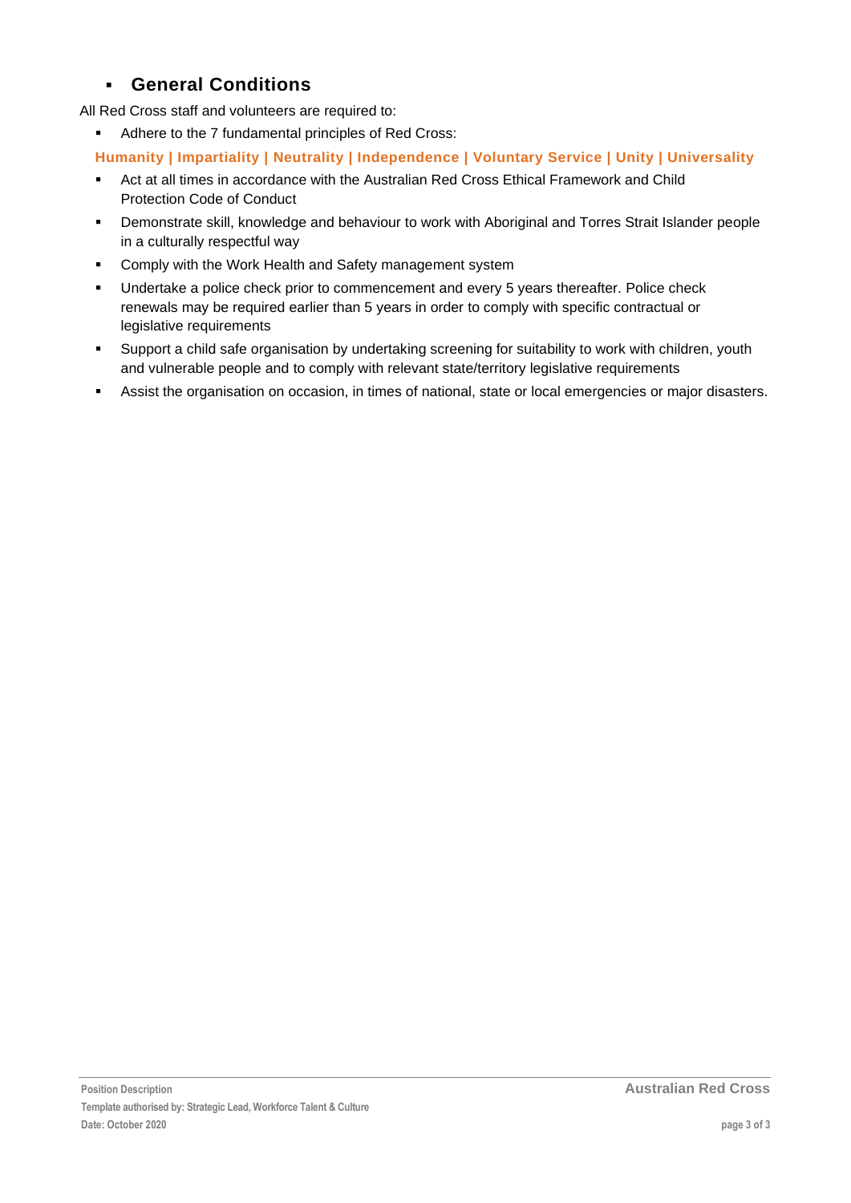## General Conditions

All Red Cross staff and volunteers are required to:

- Adhere to the 7 fundamental principles of Red Cross:

**Humanity | Impartiality | Neutrality | Independence | Voluntary Service | Unity | Universality**

- Act at all times in accordance with the Australian Red Cross Ethical Framework and Child Protection Code of Conduct
- Demonstrate skill, knowledge and behaviour to work with Aboriginal and Torres Strait Islander people in a culturally respectful way
- Comply with the Work Health and Safety management system
- Undertake a police check prior to commencement and every 5 years thereafter. Police check renewals may be required earlier than 5 years in order to comply with specific contractual or legislative requirements
- Support a child safe organisation by undertaking screening for suitability to work with children, youth and vulnerable people and to comply with relevant state/territory legislative requirements
- Assist the organisation on occasion, in times of national, state or local emergencies or major disasters.